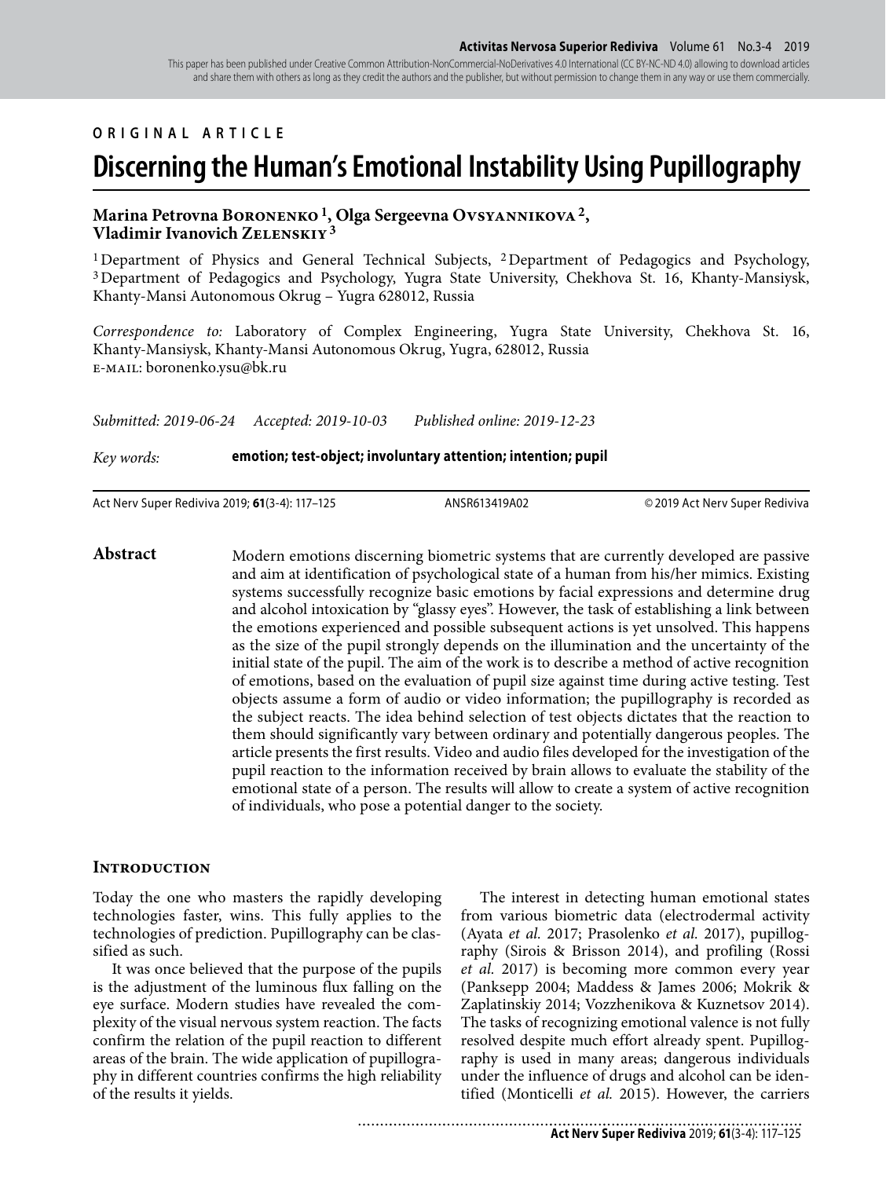ORIGINAL ARTICLE

# Discerning the Human's Emotional Instability Using Pupillography

**Marina Petrovna Boronenko [1], Olga Sergeevna Ovsyannikova [2], Vladimir Ivanovich Zelenskiy [3]**

[1] Department of Physics and General Technical Subjects, [2] Department of Pedagogics and Psychology, [3] Department of Pedagogics and Psychology, Yugra State University, Chekhova St. 16, Khanty-Mansiysk, Khanty-Mansi Autonomous Okrug – Yugra 628012, Russia

*Correspondence to:* Laboratory of Complex Engineering, Yugra State University, Chekhova St. 16, Khanty-Mansiysk, Khanty-Mansi Autonomous Okrug, Yugra, 628012, Russia
E-MAIL: boronenko.ysu@bk.ru

*Submitted: 2019-06-24* *Accepted: 2019-10-03* *Published online: 2019-12-23*

*Key words:* **emotion; test-object; involuntary attention; intention; pupil**

Act Nerv Super Rediviva 2019; **61**(3-4): 117–125 ANSR613419A02 © 2019 Act Nerv Super Rediviva

**Abstract**

Modern emotions discerning biometric systems that are currently developed are passive and aim at identification of psychological state of a human from his/her mimics. Existing systems successfully recognize basic emotions by facial expressions and determine drug and alcohol intoxication by "glassy eyes". However, the task of establishing a link between the emotions experienced and possible subsequent actions is yet unsolved. This happens as the size of the pupil strongly depends on the illumination and the uncertainty of the initial state of the pupil. The aim of the work is to describe a method of active recognition of emotions, based on the evaluation of pupil size against time during active testing. Test objects assume a form of audio or video information; the pupillography is recorded as the subject reacts. The idea behind selection of test objects dictates that the reaction to them should significantly vary between ordinary and potentially dangerous peoples. The article presents the first results. Video and audio files developed for the investigation of the pupil reaction to the information received by brain allows to evaluate the stability of the emotional state of a person. The results will allow to create a system of active recognition of individuals, who pose a potential danger to the society.

## Introduction

Today the one who masters the rapidly developing technologies faster, wins. This fully applies to the technologies of prediction. Pupillography can be classified as such.

It was once believed that the purpose of the pupils is the adjustment of the luminous flux falling on the eye surface. Modern studies have revealed the complexity of the visual nervous system reaction. The facts confirm the relation of the pupil reaction to different areas of the brain. The wide application of pupillography in different countries confirms the high reliability of the results it yields.

The interest in detecting human emotional states from various biometric data (electrodermal activity (Ayata *et al.* 2017; Prasolenko *et al.* 2017), pupillography (Sirois & Brisson 2014), and profiling (Rossi *et al.* 2017) is becoming more common every year (Panksepp 2004; Maddess & James 2006; Mokrik & Zaplatinskiy 2014; Vozzhenikova & Kuznetsov 2014). The tasks of recognizing emotional valence is not fully resolved despite much effort already spent. Pupillography is used in many areas; dangerous individuals under the influence of drugs and alcohol can be identified (Monticelli *et al.* 2015). However, the carriers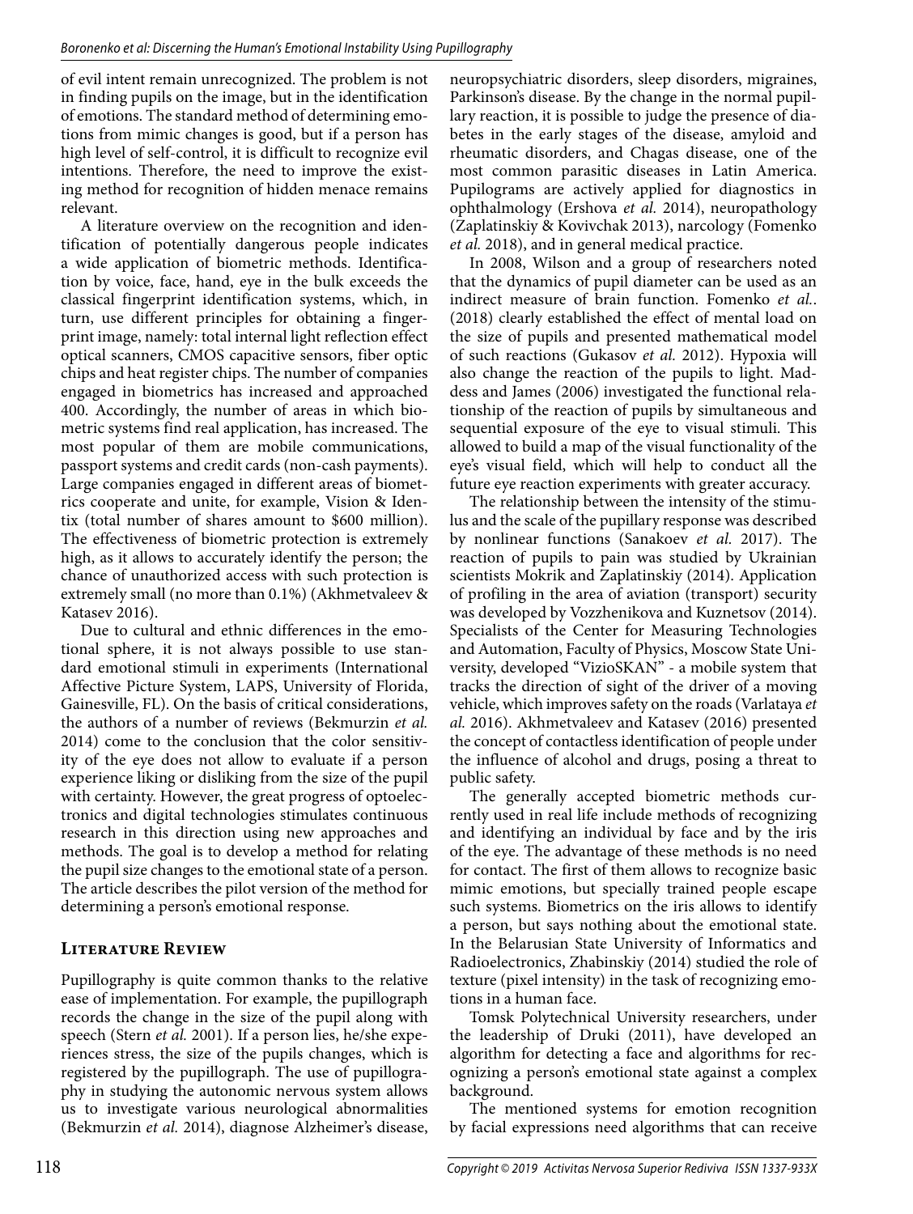of evil intent remain unrecognized. The problem is not in finding pupils on the image, but in the identification of emotions. The standard method of determining emotions from mimic changes is good, but if a person has high level of self-control, it is difficult to recognize evil intentions. Therefore, the need to improve the existing method for recognition of hidden menace remains relevant.

A literature overview on the recognition and identification of potentially dangerous people indicates a wide application of biometric methods. Identification by voice, face, hand, eye in the bulk exceeds the classical fingerprint identification systems, which, in turn, use different principles for obtaining a fingerprint image, namely: total internal light reflection effect optical scanners, CMOS capacitive sensors, fiber optic chips and heat register chips. The number of companies engaged in biometrics has increased and approached 400. Accordingly, the number of areas in which biometric systems find real application, has increased. The most popular of them are mobile communications, passport systems and credit cards (non-cash payments). Large companies engaged in different areas of biometrics cooperate and unite, for example, Vision & Identix (total number of shares amount to \$600 million). The effectiveness of biometric protection is extremely high, as it allows to accurately identify the person; the chance of unauthorized access with such protection is extremely small (no more than 0.1%) (Akhmetvaleev & Katasev 2016).

Due to cultural and ethnic differences in the emotional sphere, it is not always possible to use standard emotional stimuli in experiments (International Affective Picture System, LAPS, University of Florida, Gainesville, FL). On the basis of critical considerations, the authors of a number of reviews (Bekmurzin *et al.* 2014) come to the conclusion that the color sensitivity of the eye does not allow to evaluate if a person experience liking or disliking from the size of the pupil with certainty. However, the great progress of optoelectronics and digital technologies stimulates continuous research in this direction using new approaches and methods. The goal is to develop a method for relating the pupil size changes to the emotional state of a person. The article describes the pilot version of the method for determining a person's emotional response.

## Literature Review

Pupillography is quite common thanks to the relative ease of implementation. For example, the pupillograph records the change in the size of the pupil along with speech (Stern *et al.* 2001). If a person lies, he/she experiences stress, the size of the pupils changes, which is registered by the pupillograph. The use of pupillography in studying the autonomic nervous system allows us to investigate various neurological abnormalities (Bekmurzin *et al.* 2014), diagnose Alzheimer's disease, neuropsychiatric disorders, sleep disorders, migraines, Parkinson's disease. By the change in the normal pupillary reaction, it is possible to judge the presence of diabetes in the early stages of the disease, amyloid and rheumatic disorders, and Chagas disease, one of the most common parasitic diseases in Latin America. Pupilograms are actively applied for diagnostics in ophthalmology (Ershova *et al.* 2014), neuropathology (Zaplatinskiy & Kovivchak 2013), narcology (Fomenko *et al.* 2018), and in general medical practice.

In 2008, Wilson and a group of researchers noted that the dynamics of pupil diameter can be used as an indirect measure of brain function. Fomenko *et al.*. (2018) clearly established the effect of mental load on the size of pupils and presented mathematical model of such reactions (Gukasov *et al.* 2012). Hypoxia will also change the reaction of the pupils to light. Maddess and James (2006) investigated the functional relationship of the reaction of pupils by simultaneous and sequential exposure of the eye to visual stimuli. This allowed to build a map of the visual functionality of the eye's visual field, which will help to conduct all the future eye reaction experiments with greater accuracy.

The relationship between the intensity of the stimulus and the scale of the pupillary response was described by nonlinear functions (Sanakoev *et al.* 2017). The reaction of pupils to pain was studied by Ukrainian scientists Mokrik and Zaplatinskiy (2014). Application of profiling in the area of aviation (transport) security was developed by Vozzhenikova and Kuznetsov (2014). Specialists of the Center for Measuring Technologies and Automation, Faculty of Physics, Moscow State University, developed "VizioSKAN" - a mobile system that tracks the direction of sight of the driver of a moving vehicle, which improves safety on the roads (Varlataya *et al.* 2016). Akhmetvaleev and Katasev (2016) presented the concept of contactless identification of people under the influence of alcohol and drugs, posing a threat to public safety.

The generally accepted biometric methods currently used in real life include methods of recognizing and identifying an individual by face and by the iris of the eye. The advantage of these methods is no need for contact. The first of them allows to recognize basic mimic emotions, but specially trained people escape such systems. Biometrics on the iris allows to identify a person, but says nothing about the emotional state. In the Belarusian State University of Informatics and Radioelectronics, Zhabinskiy (2014) studied the role of texture (pixel intensity) in the task of recognizing emotions in a human face.

Tomsk Polytechnical University researchers, under the leadership of Druki (2011), have developed an algorithm for detecting a face and algorithms for recognizing a person's emotional state against a complex background.

The mentioned systems for emotion recognition by facial expressions need algorithms that can receive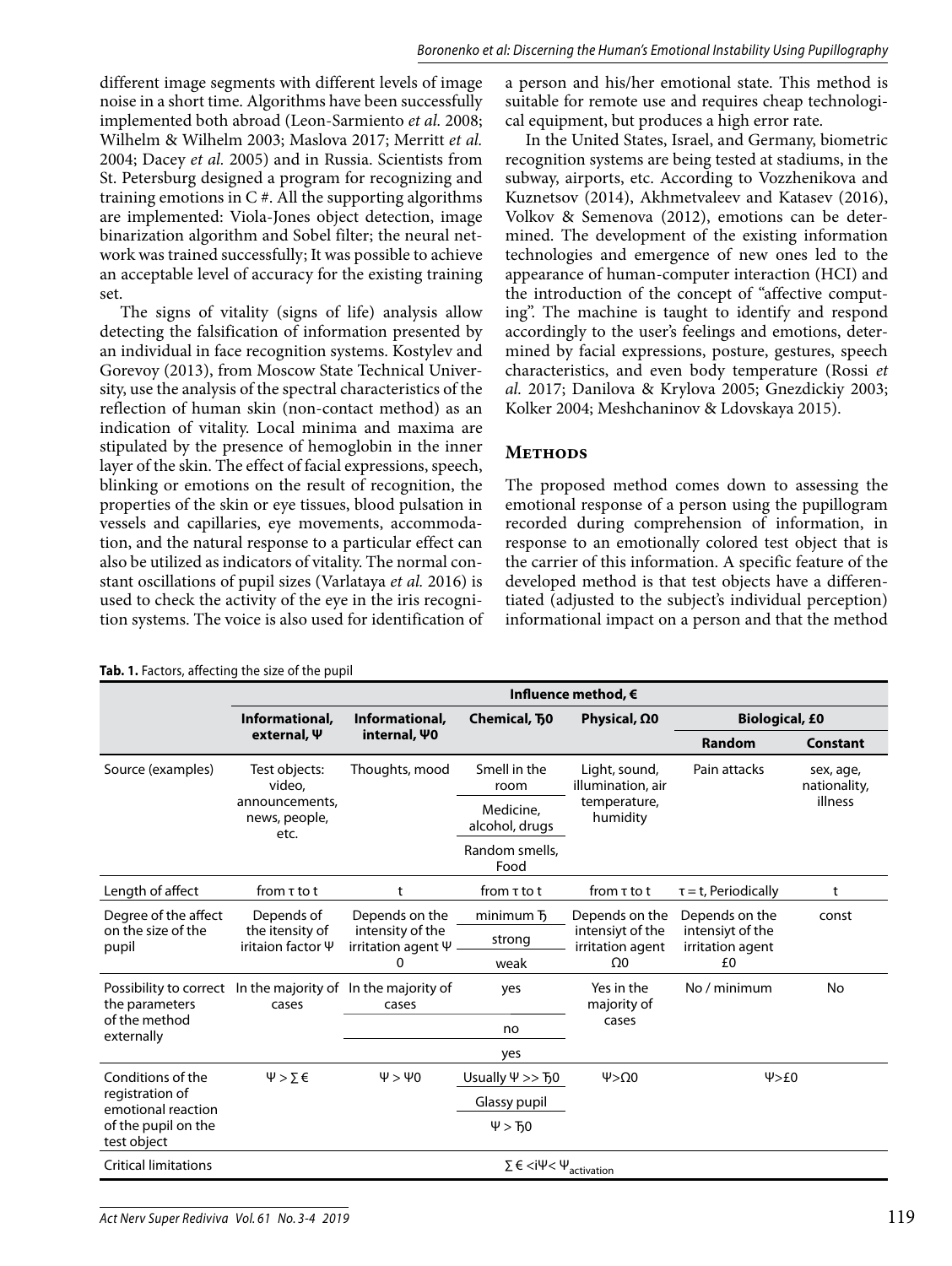different image segments with different levels of image noise in a short time. Algorithms have been successfully implemented both abroad (Leon-Sarmiento *et al.* 2008; Wilhelm & Wilhelm 2003; Maslova 2017; Merritt *et al.* 2004; Dacey *et al.* 2005) and in Russia. Scientists from St. Petersburg designed a program for recognizing and training emotions in C #. All the supporting algorithms are implemented: Viola-Jones object detection, image binarization algorithm and Sobel filter; the neural network was trained successfully; It was possible to achieve an acceptable level of accuracy for the existing training set.

The signs of vitality (signs of life) analysis allow detecting the falsification of information presented by an individual in face recognition systems. Kostylev and Gorevoy (2013), from Moscow State Technical University, use the analysis of the spectral characteristics of the reflection of human skin (non-contact method) as an indication of vitality. Local minima and maxima are stipulated by the presence of hemoglobin in the inner layer of the skin. The effect of facial expressions, speech, blinking or emotions on the result of recognition, the properties of the skin or eye tissues, blood pulsation in vessels and capillaries, eye movements, accommodation, and the natural response to a particular effect can also be utilized as indicators of vitality. The normal constant oscillations of pupil sizes (Varlataya *et al.* 2016) is used to check the activity of the eye in the iris recognition systems. The voice is also used for identification of a person and his/her emotional state. This method is suitable for remote use and requires cheap technological equipment, but produces a high error rate.

In the United States, Israel, and Germany, biometric recognition systems are being tested at stadiums, in the subway, airports, etc. According to Vozzhenikova and Kuznetsov (2014), Akhmetvaleev and Katasev (2016), Volkov & Semenova (2012), emotions can be determined. The development of the existing information technologies and emergence of new ones led to the appearance of human-computer interaction (HCI) and the introduction of the concept of "affective computing". The machine is taught to identify and respond accordingly to the user's feelings and emotions, determined by facial expressions, posture, gestures, speech characteristics, and even body temperature (Rossi *et al.* 2017; Danilova & Krylova 2005; Gnezdickiy 2003; Kolker 2004; Meshchaninov & Ldovskaya 2015).

## Methods

The proposed method comes down to assessing the emotional response of a person using the pupillogram recorded during comprehension of information, in response to an emotionally colored test object that is the carrier of this information. A specific feature of the developed method is that test objects have a differentiated (adjusted to the subject's individual perception) informational impact on a person and that the method

**Tab. 1.** Factors, affecting the size of the pupil

| | Influence method, € | | | | | |
|---|---|---|---|---|---|---|
| | **Informational, external, Ψ** | **Informational, internal, Ψ0** | **Chemical, Ћ0** | **Physical, Ω0** | **Biological, £0** | |
| | | | | | **Random** | **Constant** |
| Source (examples) | Test objects: video, announcements, news, people, etc. | Thoughts, mood | Smell in the room; Medicine, alcohol, drugs; Random smells, Food | Light, sound, illumination, air temperature, humidity | Pain attacks | sex, age, nationality, illness |
| Length of affect | from τ to t | t | from τ to t | from τ to t | τ = t, Periodically | t |
| Degree of the affect on the size of the pupil | Depends of the itensity of iritaion factor Ψ | Depends on the intensity of the irritation agent Ψ 0 | minimum Ћ; strong; weak | Depends on the intensiyt of the irritation agent Ω0 | Depends on the intensiyt of the irritation agent £0 | const |
| Possibility to correct the parameters of the method externally | In the majority of cases | In the majority of cases | yes; no; yes | Yes in the majority of cases | No / minimum | No |
| Conditions of the registration of emotional reaction of the pupil on the test object | Ψ > ∑ € | Ψ > Ψ0 | Usually Ψ >> Ћ0; Glassy pupil; Ψ > Ћ0 | Ψ>Ω0 | Ψ>£0 | |
| Critical limitations | ∑ € <iΨ< $Ψ_{activation}$ | | | | | |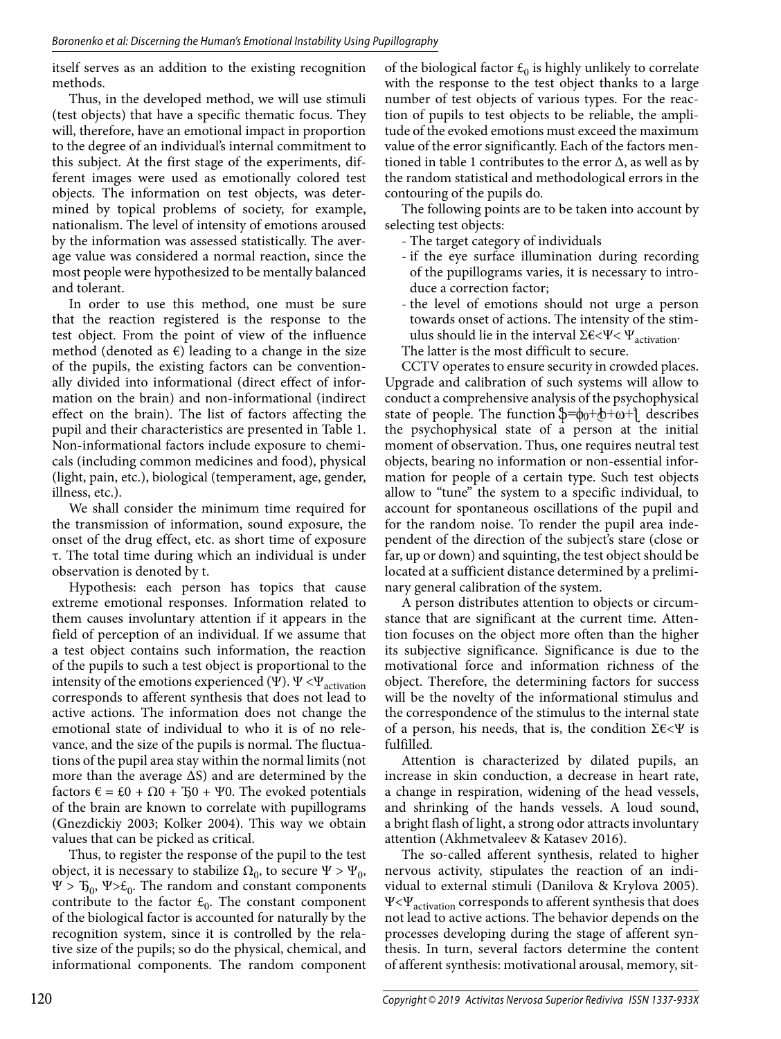itself serves as an addition to the existing recognition methods.

Thus, in the developed method, we will use stimuli (test objects) that have a specific thematic focus. They will, therefore, have an emotional impact in proportion to the degree of an individual's internal commitment to this subject. At the first stage of the experiments, different images were used as emotionally colored test objects. The information on test objects, was determined by topical problems of society, for example, nationalism. The level of intensity of emotions aroused by the information was assessed statistically. The average value was considered a normal reaction, since the most people were hypothesized to be mentally balanced and tolerant.

In order to use this method, one must be sure that the reaction registered is the response to the test object. From the point of view of the influence method (denoted as €) leading to a change in the size of the pupils, the existing factors can be conventionally divided into informational (direct effect of information on the brain) and non-informational (indirect effect on the brain). The list of factors affecting the pupil and their characteristics are presented in Table 1. Non-informational factors include exposure to chemicals (including common medicines and food), physical (light, pain, etc.), biological (temperament, age, gender, illness, etc.).

We shall consider the minimum time required for the transmission of information, sound exposure, the onset of the drug effect, etc. as short time of exposure τ. The total time during which an individual is under observation is denoted by t.

Hypothesis: each person has topics that cause extreme emotional responses. Information related to them causes involuntary attention if it appears in the field of perception of an individual. If we assume that a test object contains such information, the reaction of the pupils to such a test object is proportional to the intensity of the emotions experienced (Ψ). $\Psi < \Psi_{activation}$ corresponds to afferent synthesis that does not lead to active actions. The information does not change the emotional state of individual to who it is of no relevance, and the size of the pupils is normal. The fluctuations of the pupil area stay within the normal limits (not more than the average ΔS) and are determined by the factors € = £0 + Ω0 + Ђ0 + Ψ0. The evoked potentials of the brain are known to correlate with pupillograms (Gnezdickiy 2003; Kolker 2004). This way we obtain values that can be picked as critical.

Thus, to register the response of the pupil to the test object, it is necessary to stabilize $\Omega_0$, to secure $\Psi > \Psi_0$, $\Psi > Ђ_0$, $\Psi > £_0$. The random and constant components contribute to the factor $£_0$. The constant component of the biological factor is accounted for naturally by the recognition system, since it is controlled by the relative size of the pupils; so do the physical, chemical, and informational components. The random component of the biological factor $£_0$ is highly unlikely to correlate with the response to the test object thanks to a large number of test objects of various types. For the reaction of pupils to test objects to be reliable, the amplitude of the evoked emotions must exceed the maximum value of the error significantly. Each of the factors mentioned in table 1 contributes to the error Δ, as well as by the random statistical and methodological errors in the contouring of the pupils do.

The following points are to be taken into account by selecting test objects:

- The target category of individuals
- if the eye surface illumination during recording of the pupillograms varies, it is necessary to introduce a correction factor;
- the level of emotions should not urge a person towards onset of actions. The intensity of the stimulus should lie in the interval $\Sigma€ < \Psi < \Psi_{activation}$.

The latter is the most difficult to secure.

CCTV operates to ensure security in crowded places. Upgrade and calibration of such systems will allow to conduct a comprehensive analysis of the psychophysical state of people. The function ȸ=ɸ0+ȸ+ω+ʅ describes the psychophysical state of a person at the initial moment of observation. Thus, one requires neutral test objects, bearing no information or non-essential information for people of a certain type. Such test objects allow to "tune" the system to a specific individual, to account for spontaneous oscillations of the pupil and for the random noise. To render the pupil area independent of the direction of the subject's stare (close or far, up or down) and squinting, the test object should be located at a sufficient distance determined by a preliminary general calibration of the system.

A person distributes attention to objects or circumstance that are significant at the current time. Attention focuses on the object more often than the higher its subjective significance. Significance is due to the motivational force and information richness of the object. Therefore, the determining factors for success will be the novelty of the informational stimulus and the correspondence of the stimulus to the internal state of a person, his needs, that is, the condition $\Sigma€ < \Psi$ is fulfilled.

Attention is characterized by dilated pupils, an increase in skin conduction, a decrease in heart rate, a change in respiration, widening of the head vessels, and shrinking of the hands vessels. A loud sound, a bright flash of light, a strong odor attracts involuntary attention (Akhmetvaleev & Katasev 2016).

The so-called afferent synthesis, related to higher nervous activity, stipulates the reaction of an individual to external stimuli (Danilova & Krylova 2005). $\Psi < \Psi_{activation}$ corresponds to afferent synthesis that does not lead to active actions. The behavior depends on the processes developing during the stage of afferent synthesis. In turn, several factors determine the content of afferent synthesis: motivational arousal, memory, sit-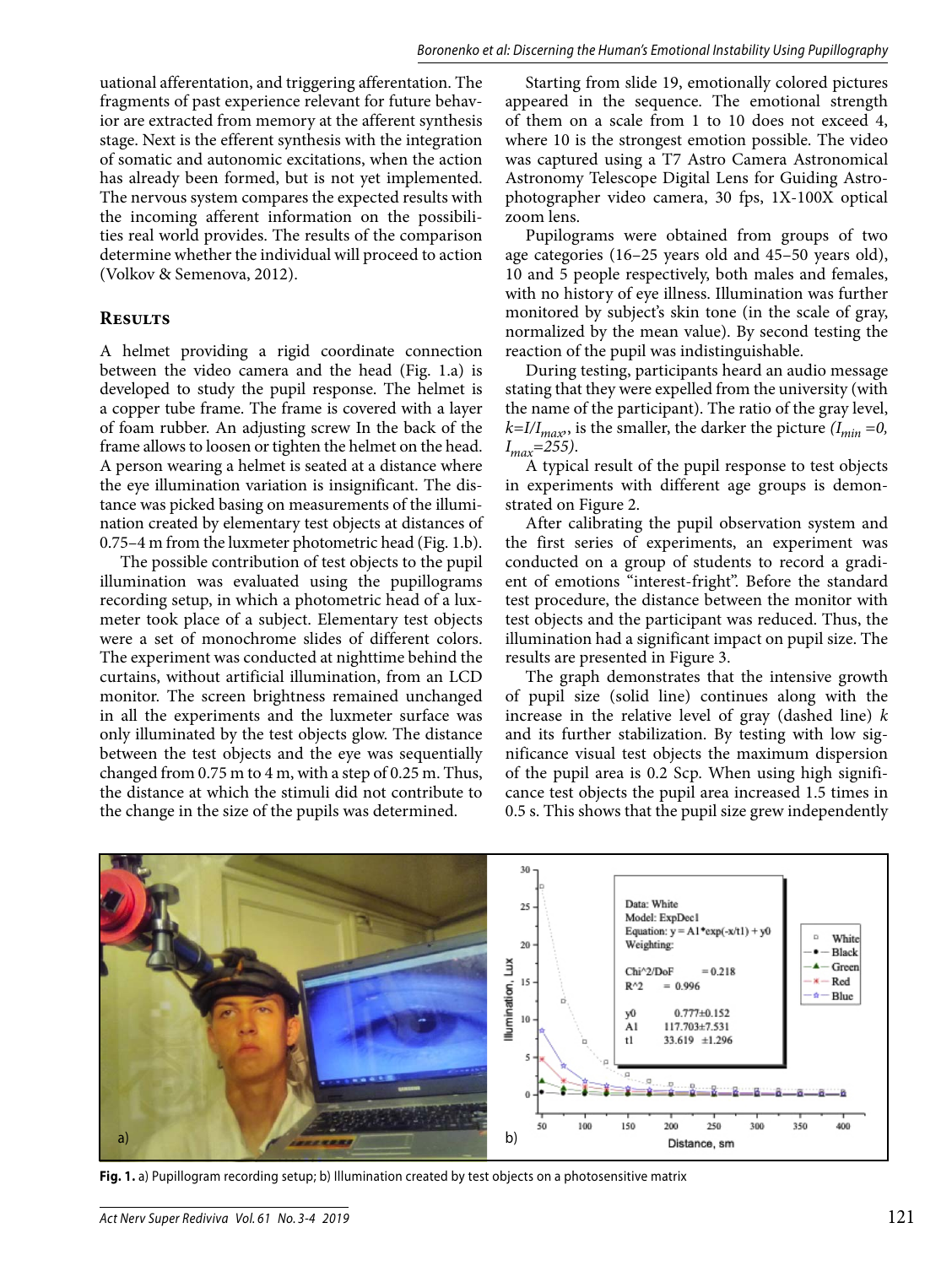uational afferentation, and triggering afferentation. The fragments of past experience relevant for future behavior are extracted from memory at the afferent synthesis stage. Next is the efferent synthesis with the integration of somatic and autonomic excitations, when the action has already been formed, but is not yet implemented. The nervous system compares the expected results with the incoming afferent information on the possibilities real world provides. The results of the comparison determine whether the individual will proceed to action (Volkov & Semenova, 2012).

## Results

A helmet providing a rigid coordinate connection between the video camera and the head (Fig. 1.a) is developed to study the pupil response. The helmet is a copper tube frame. The frame is covered with a layer of foam rubber. An adjusting screw In the back of the frame allows to loosen or tighten the helmet on the head. A person wearing a helmet is seated at a distance where the eye illumination variation is insignificant. The distance was picked basing on measurements of the illumination created by elementary test objects at distances of 0.75–4 m from the luxmeter photometric head (Fig. 1.b).

The possible contribution of test objects to the pupil illumination was evaluated using the pupillograms recording setup, in which a photometric head of a luxmeter took place of a subject. Elementary test objects were a set of monochrome slides of different colors. The experiment was conducted at nighttime behind the curtains, without artificial illumination, from an LCD monitor. The screen brightness remained unchanged in all the experiments and the luxmeter surface was only illuminated by the test objects glow. The distance between the test objects and the eye was sequentially changed from 0.75 m to 4 m, with a step of 0.25 m. Thus, the distance at which the stimuli did not contribute to the change in the size of the pupils was determined.

Starting from slide 19, emotionally colored pictures appeared in the sequence. The emotional strength of them on a scale from 1 to 10 does not exceed 4, where 10 is the strongest emotion possible. The video was captured using a T7 Astro Camera Astronomical Astronomy Telescope Digital Lens for Guiding Astrophotographer video camera, 30 fps, 1X-100X optical zoom lens.

Pupilograms were obtained from groups of two age categories (16–25 years old and 45–50 years old), 10 and 5 people respectively, both males and females, with no history of eye illness. Illumination was further monitored by subject's skin tone (in the scale of gray, normalized by the mean value). By second testing the reaction of the pupil was indistinguishable.

During testing, participants heard an audio message stating that they were expelled from the university (with the name of the participant). The ratio of the gray level, $k=I/I_{max}$, is the smaller, the darker the picture ($I_{min}=0$, $I_{max}=255$).

A typical result of the pupil response to test objects in experiments with different age groups is demonstrated on Figure 2.

After calibrating the pupil observation system and the first series of experiments, an experiment was conducted on a group of students to record a gradient of emotions "interest-fright". Before the standard test procedure, the distance between the monitor with test objects and the participant was reduced. Thus, the illumination had a significant impact on pupil size. The results are presented in Figure 3.

The graph demonstrates that the intensive growth of pupil size (solid line) continues along with the increase in the relative level of gray (dashed line) $k$ and its further stabilization. By testing with low significance visual test objects the maximum dispersion of the pupil area is 0.2 Scp. When using high significance test objects the pupil area increased 1.5 times in 0.5 s. This shows that the pupil size grew independently

**Fig. 1.** a) Pupillogram recording setup; b) Illumination created by test objects on a photosensitive matrix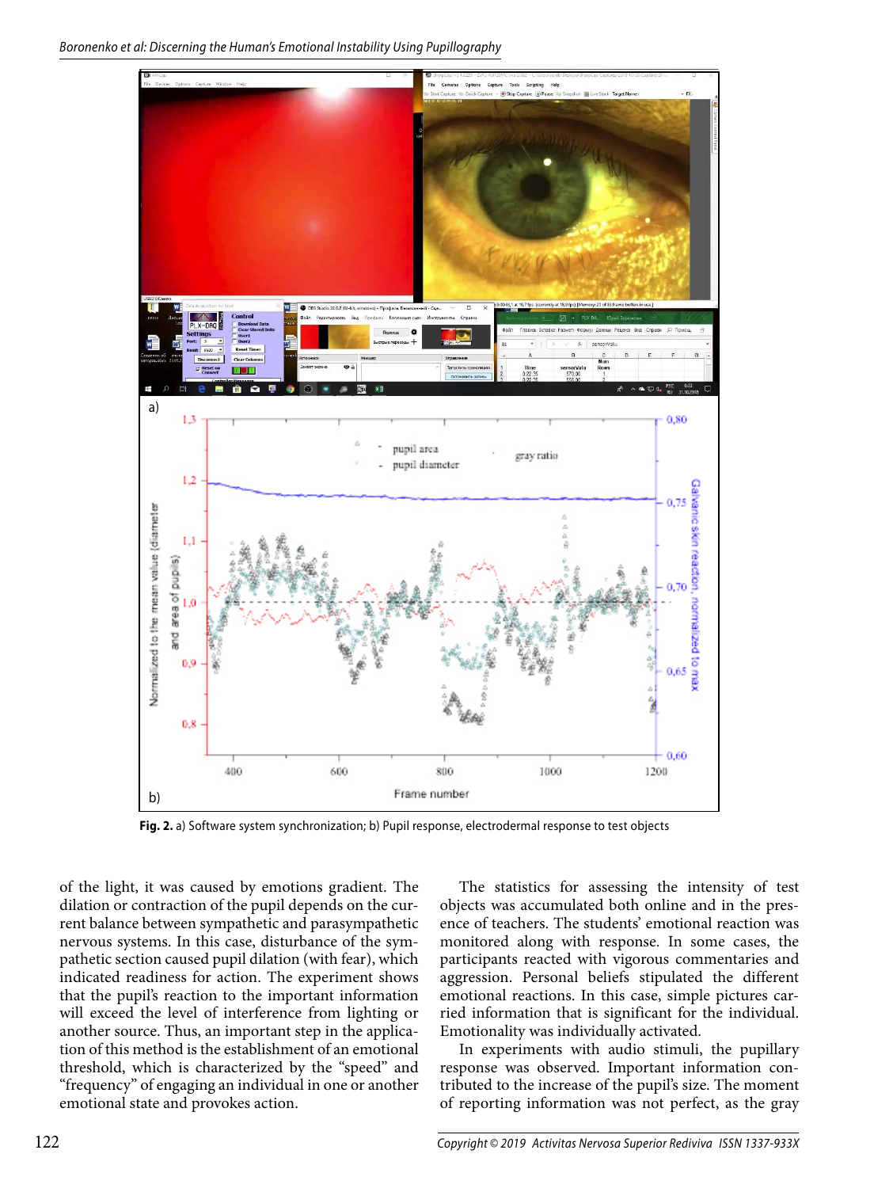**Fig. 2.** a) Software system synchronization; b) Pupil response, electrodermal response to test objects

of the light, it was caused by emotions gradient. The dilation or contraction of the pupil depends on the current balance between sympathetic and parasympathetic nervous systems. In this case, disturbance of the sympathetic section caused pupil dilation (with fear), which indicated readiness for action. The experiment shows that the pupil's reaction to the important information will exceed the level of interference from lighting or another source. Thus, an important step in the application of this method is the establishment of an emotional threshold, which is characterized by the "speed" and "frequency" of engaging an individual in one or another emotional state and provokes action.

The statistics for assessing the intensity of test objects was accumulated both online and in the presence of teachers. The students' emotional reaction was monitored along with response. In some cases, the participants reacted with vigorous commentaries and aggression. Personal beliefs stipulated the different emotional reactions. In this case, simple pictures carried information that is significant for the individual. Emotionality was individually activated.

In experiments with audio stimuli, the pupillary response was observed. Important information contributed to the increase of the pupil's size. The moment of reporting information was not perfect, as the gray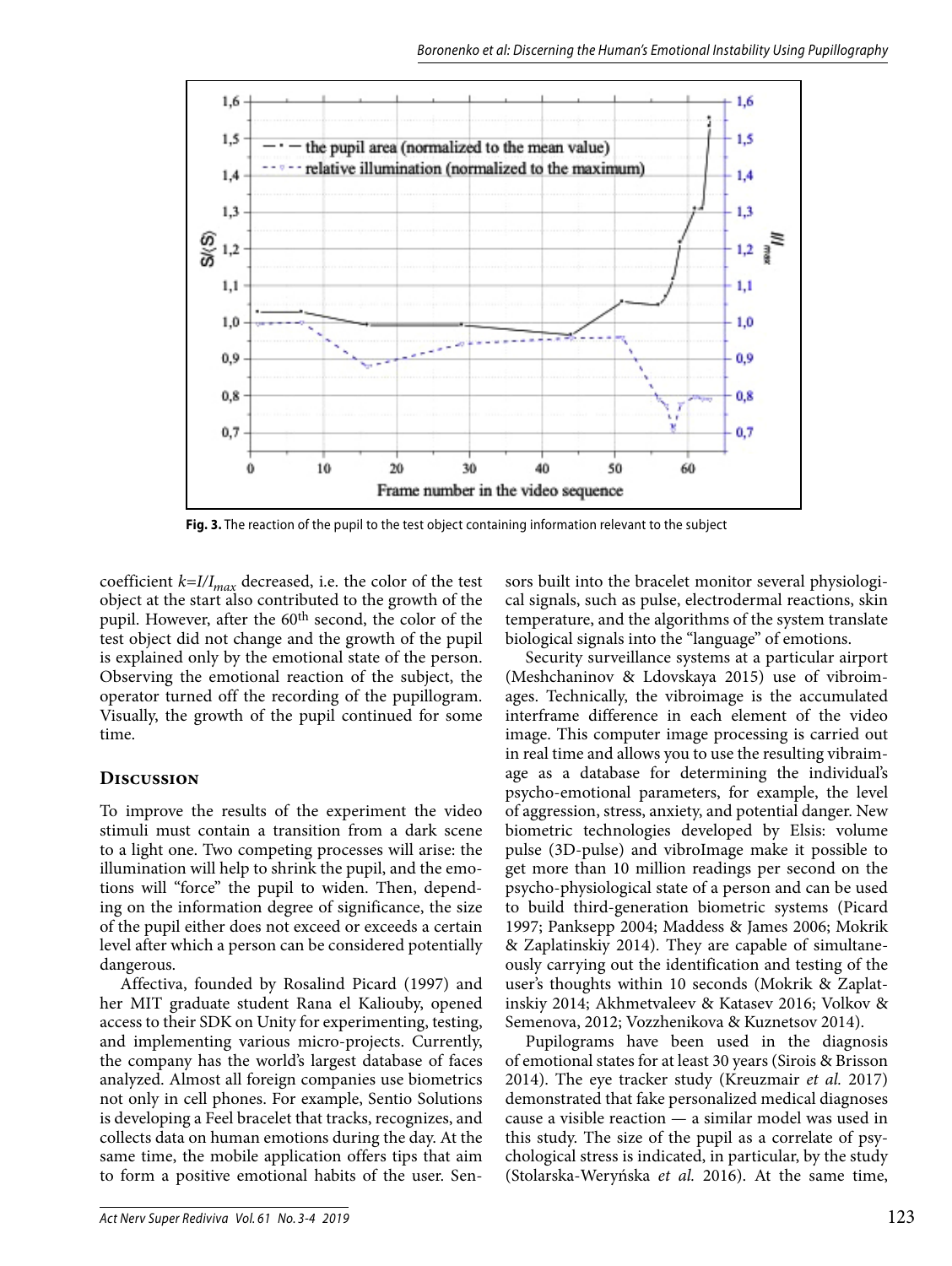Fig. 3. The reaction of the pupil to the test object containing information relevant to the subject

coefficient $k=I/I_{max}$ decreased, i.e. the color of the test object at the start also contributed to the growth of the pupil. However, after the 60th second, the color of the test object did not change and the growth of the pupil is explained only by the emotional state of the person. Observing the emotional reaction of the subject, the operator turned off the recording of the pupillogram. Visually, the growth of the pupil continued for some time.

## Discussion

To improve the results of the experiment the video stimuli must contain a transition from a dark scene to a light one. Two competing processes will arise: the illumination will help to shrink the pupil, and the emotions will "force" the pupil to widen. Then, depending on the information degree of significance, the size of the pupil either does not exceed or exceeds a certain level after which a person can be considered potentially dangerous.

Affectiva, founded by Rosalind Picard (1997) and her MIT graduate student Rana el Kaliouby, opened access to their SDK on Unity for experimenting, testing, and implementing various micro-projects. Currently, the company has the world's largest database of faces analyzed. Almost all foreign companies use biometrics not only in cell phones. For example, Sentio Solutions is developing a Feel bracelet that tracks, recognizes, and collects data on human emotions during the day. At the same time, the mobile application offers tips that aim to form a positive emotional habits of the user. Sensors built into the bracelet monitor several physiological signals, such as pulse, electrodermal reactions, skin temperature, and the algorithms of the system translate biological signals into the "language" of emotions.

Security surveillance systems at a particular airport (Meshchaninov & Ldovskaya 2015) use of vibroimages. Technically, the vibroimage is the accumulated interframe difference in each element of the video image. This computer image processing is carried out in real time and allows you to use the resulting vibraimage as a database for determining the individual's psycho-emotional parameters, for example, the level of aggression, stress, anxiety, and potential danger. New biometric technologies developed by Elsis: volume pulse (3D-pulse) and vibroImage make it possible to get more than 10 million readings per second on the psycho-physiological state of a person and can be used to build third-generation biometric systems (Picard 1997; Panksepp 2004; Maddess & James 2006; Mokrik & Zaplatinskiy 2014). They are capable of simultaneously carrying out the identification and testing of the user's thoughts within 10 seconds (Mokrik & Zaplatinskiy 2014; Akhmetvaleev & Katasev 2016; Volkov & Semenova, 2012; Vozzhenikova & Kuznetsov 2014).

Pupilograms have been used in the diagnosis of emotional states for at least 30 years (Sirois & Brisson 2014). The eye tracker study (Kreuzmair *et al.* 2017) demonstrated that fake personalized medical diagnoses cause a visible reaction — a similar model was used in this study. The size of the pupil as a correlate of psychological stress is indicated, in particular, by the study (Stolarska-Weryńska *et al.* 2016). At the same time,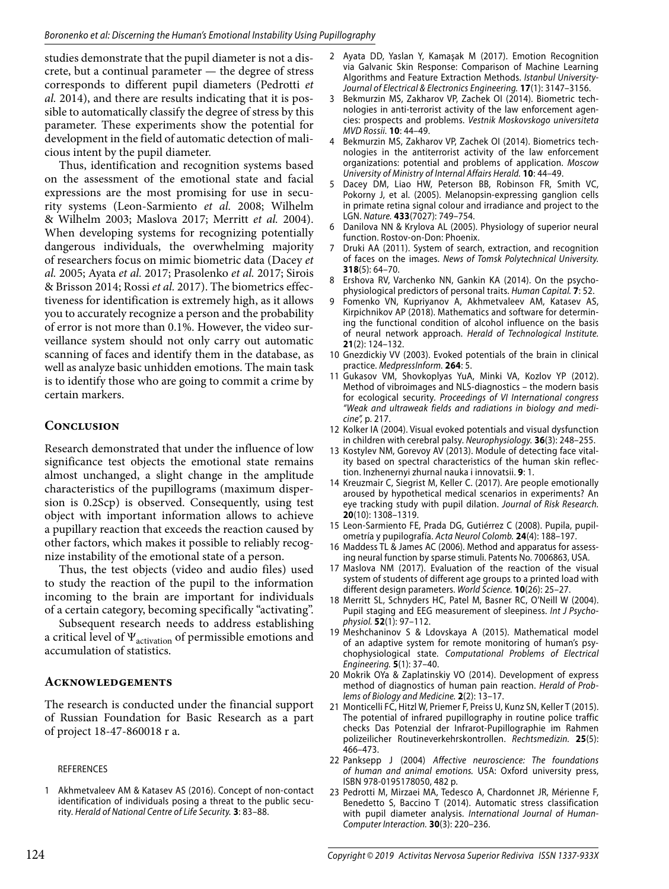studies demonstrate that the pupil diameter is not a discrete, but a continual parameter — the degree of stress corresponds to different pupil diameters (Pedrotti *et al.* 2014), and there are results indicating that it is possible to automatically classify the degree of stress by this parameter. These experiments show the potential for development in the field of automatic detection of malicious intent by the pupil diameter.

Thus, identification and recognition systems based on the assessment of the emotional state and facial expressions are the most promising for use in security systems (Leon-Sarmiento *et al.* 2008; Wilhelm & Wilhelm 2003; Maslova 2017; Merritt *et al.* 2004). When developing systems for recognizing potentially dangerous individuals, the overwhelming majority of researchers focus on mimic biometric data (Dacey *et al.* 2005; Ayata *et al.* 2017; Prasolenko *et al.* 2017; Sirois & Brisson 2014; Rossi *et al.* 2017). The biometrics effectiveness for identification is extremely high, as it allows you to accurately recognize a person and the probability of error is not more than 0.1%. However, the video surveillance system should not only carry out automatic scanning of faces and identify them in the database, as well as analyze basic unhidden emotions. The main task is to identify those who are going to commit a crime by certain markers.

## Conclusion

Research demonstrated that under the influence of low significance test objects the emotional state remains almost unchanged, a slight change in the amplitude characteristics of the pupillograms (maximum dispersion is 0.2Scp) is observed. Consequently, using test object with important information allows to achieve a pupillary reaction that exceeds the reaction caused by other factors, which makes it possible to reliably recognize instability of the emotional state of a person.

Thus, the test objects (video and audio files) used to study the reaction of the pupil to the information incoming to the brain are important for individuals of a certain category, becoming specifically "activating".

Subsequent research needs to address establishing a critical level of $\Psi_{activation}$ of permissible emotions and accumulation of statistics.

## Acknowledgements

The research is conducted under the financial support of Russian Foundation for Basic Research as a part of project 18-47-860018 r a.

REFERENCES

1 Akhmetvaleev AM & Katasev AS (2016). Concept of non-contact identification of individuals posing a threat to the public security. *Herald of National Centre of Life Security.* **3**: 83–88.
2 Ayata DD, Yaslan Y, Kamaşak M (2017). Emotion Recognition via Galvanic Skin Response: Comparison of Machine Learning Algorithms and Feature Extraction Methods. *Istanbul University-Journal of Electrical & Electronics Engineering.* **17**(1): 3147–3156.
3 Bekmurzin MS, Zakharov VP, Zachek OI (2014). Biometric technologies in anti-terrorist activity of the law enforcement agencies: prospects and problems. *Vestnik Moskovskogo universiteta MVD Rossii.* **10**: 44–49.
4 Bekmurzin MS, Zakharov VP, Zachek OI (2014). Biometrics technologies in the antiterrorist activity of the law enforcement organizations: potential and problems of application. *Moscow University of Ministry of Internal Affairs Herald.* **10**: 44–49.
5 Dacey DM, Liao HW, Peterson BB, Robinson FR, Smith VC, Pokorny J, et al. (2005). Melanopsin-expressing ganglion cells in primate retina signal colour and irradiance and project to the LGN. *Nature.* **433**(7027): 749–754.
6 Danilova NN & Krylova AL (2005). Physiology of superior neural function. Rostov-on-Don: Phoenix.
7 Druki AA (2011). System of search, extraction, and recognition of faces on the images. *News of Tomsk Polytechnical University.* **318**(5): 64–70.
8 Ershova RV, Varchenko NN, Gankin KA (2014). On the psychophysiological predictors of personal traits. *Human Capital.* **7**: 52.
9 Fomenko VN, Kupriyanov A, Akhmetvaleev AM, Katasev AS, Kirpichnikov AP (2018). Mathematics and software for determining the functional condition of alcohol influence on the basis of neural network approach. *Herald of Technological Institute.* **21**(2): 124–132.
10 Gnezdickiy VV (2003). Evoked potentials of the brain in clinical practice. *MedpressInform.* **264**: 5.
11 Gukasov VM, Shovkoplyas YuA, Minki VA, Kozlov YP (2012). Method of vibroimages and NLS-diagnostics – the modern basis for ecological security. *Proceedings of VI International congress "Weak and ultraweak fields and radiations in biology and medicine",* p. 217.
12 Kolker IA (2004). Visual evoked potentials and visual dysfunction in children with cerebral palsy. *Neurophysiology.* **36**(3): 248–255.
13 Kostylev NM, Gorevoy AV (2013). Module of detecting face vitality based on spectral characteristics of the human skin reflection. Inzhenernyi zhurnal nauka i innovatsii. **9**: 1.
14 Kreuzmair C, Siegrist M, Keller C. (2017). Are people emotionally aroused by hypothetical medical scenarios in experiments? An eye tracking study with pupil dilation. *Journal of Risk Research.* **20**(10): 1308–1319.
15 Leon-Sarmiento FE, Prada DG, Gutiérrez C (2008). Pupila, pupilometría y pupilografía. *Acta Neurol Colomb.* **24**(4): 188–197.
16 Maddess TL & James AC (2006). Method and apparatus for assessing neural function by sparse stimuli. Patents No. 7006863, USA.
17 Maslova NM (2017). Evaluation of the reaction of the visual system of students of different age groups to a printed load with different design parameters. *World Science.* **10**(26): 25–27.
18 Merritt SL, Schnyders HC, Patel M, Basner RC, O'Neill W (2004). Pupil staging and EEG measurement of sleepiness. *Int J Psychophysiol.* **52**(1): 97–112.
19 Meshchaninov S & Ldovskaya A (2015). Mathematical model of an adaptive system for remote monitoring of human's psychophysiological state. *Computational Problems of Electrical Engineering.* **5**(1): 37–40.
20 Mokrik OYa & Zaplatinskiy VO (2014). Development of express method of diagnostics of human pain reaction. *Herald of Problems of Biology and Medicine.* **2**(2): 13–17.
21 Monticelli FC, Hitzl W, Priemer F, Preiss U, Kunz SN, Keller T (2015). The potential of infrared pupillography in routine police traffic checks Das Potenzial der Infrarot-Pupillographie im Rahmen polizeilicher Routineverkehrskontrollen. *Rechtsmedizin.* **25**(5): 466–473.
22 Panksepp J (2004) *Affective neuroscience: The foundations of human and animal emotions.* USA: Oxford university press, ISBN 978-0195178050, 482 p.
23 Pedrotti M, Mirzaei MA, Tedesco A, Chardonnet JR, Mérienne F, Benedetto S, Baccino T (2014). Automatic stress classification with pupil diameter analysis. *International Journal of Human-Computer Interaction.* **30**(3): 220–236.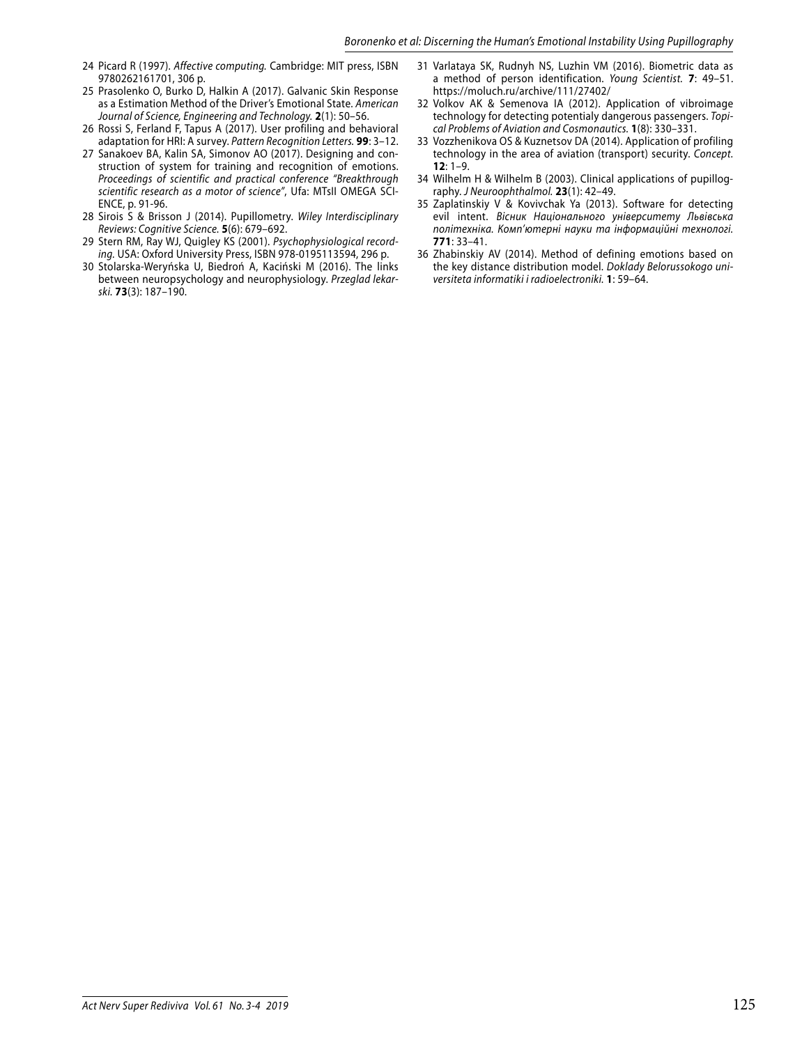24 Picard R (1997). *Affective computing.* Cambridge: MIT press, ISBN 9780262161701, 306 p.

25 Prasolenko O, Burko D, Halkin A (2017). Galvanic Skin Response as a Estimation Method of the Driver's Emotional State. *American Journal of Science, Engineering and Technology.* **2**(1): 50–56.

26 Rossi S, Ferland F, Tapus A (2017). User profiling and behavioral adaptation for HRI: A survey. *Pattern Recognition Letters.* **99**: 3–12.

27 Sanakoev BA, Kalin SA, Simonov AO (2017). Designing and construction of system for training and recognition of emotions. *Proceedings of scientific and practical conference "Breakthrough scientific research as a motor of science"*, Ufa: MTsII OMEGA SCIENCE, p. 91-96.

28 Sirois S & Brisson J (2014). Pupillometry. *Wiley Interdisciplinary Reviews: Cognitive Science.* **5**(6): 679–692.

29 Stern RM, Ray WJ, Quigley KS (2001). *Psychophysiological recording.* USA: Oxford University Press, ISBN 978-0195113594, 296 p.

30 Stolarska-Weryńska U, Biedroń A, Kaciński M (2016). The links between neuropsychology and neurophysiology. *Przeglad lekarski.* **73**(3): 187–190.

31 Varlataya SK, Rudnyh NS, Luzhin VM (2016). Biometric data as a method of person identification. *Young Scientist.* **7**: 49–51. https://moluch.ru/archive/111/27402/

32 Volkov AK & Semenova IA (2012). Application of vibroimage technology for detecting potentialy dangerous passengers. *Topical Problems of Aviation and Cosmonautics.* **1**(8): 330–331.

33 Vozzhenikova OS & Kuznetsov DA (2014). Application of profiling technology in the area of aviation (transport) security. *Concept.* **12**: 1–9.

34 Wilhelm H & Wilhelm B (2003). Clinical applications of pupillography. *J Neuroophthalmol.* **23**(1): 42–49.

35 Zaplatinskiy V & Kovivchak Ya (2013). Software for detecting evil intent. *Вісник Національного університету Львівська політехніка. Комп'ютерні науки та інформаційні технології.* **771**: 33–41.

36 Zhabinskiy AV (2014). Method of defining emotions based on the key distance distribution model. *Doklady Belorussokogo universiteta informatiki i radioelectroniki.* **1**: 59–64.